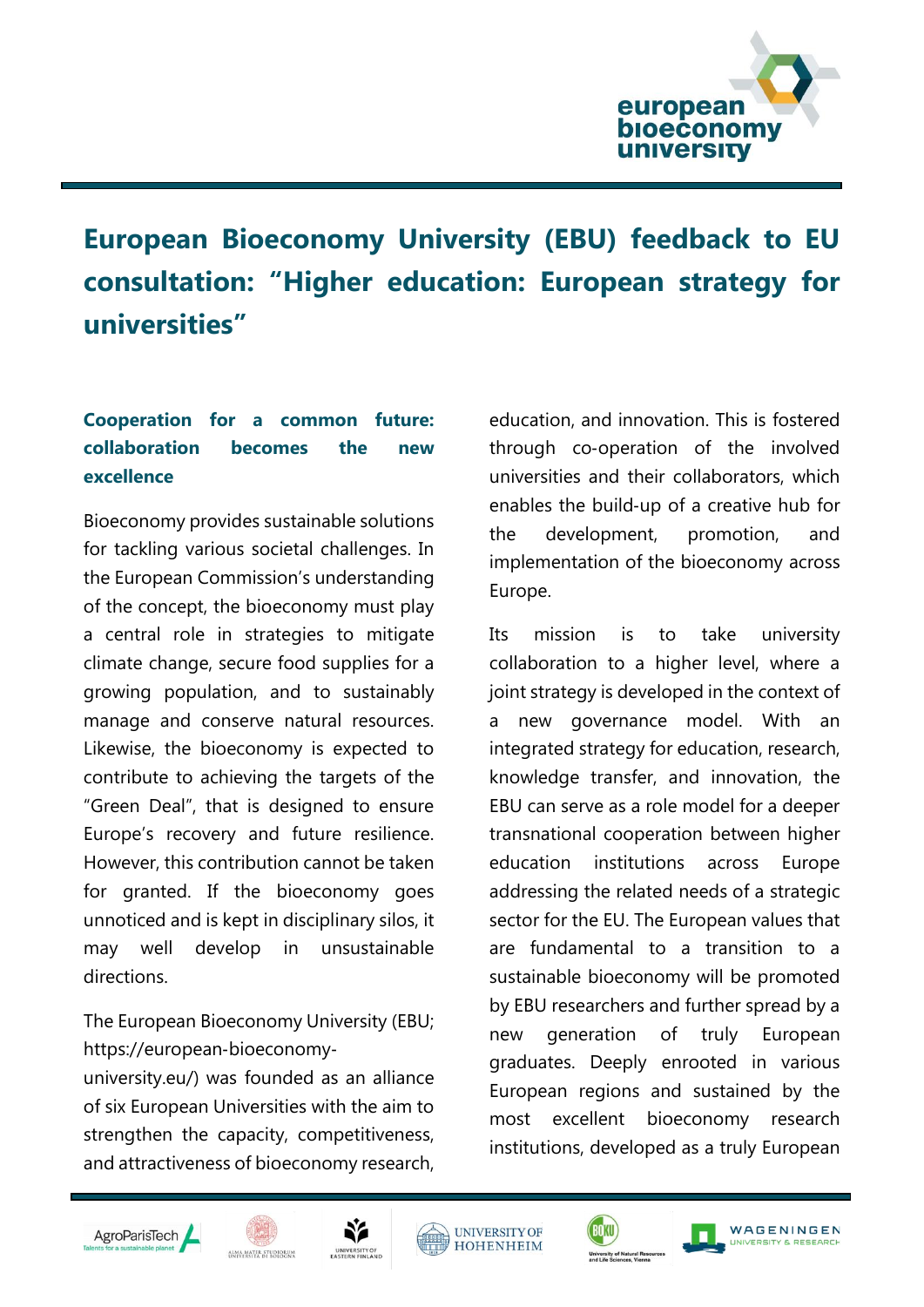# European Bioeconomy University (EBU) feedback to EU consultation: "Higher education: European strategy for universities"

## Cooperation for a common future: collaboration becomes the new excellence

Bioeconomy provides sustainable solutions for tackling various societal challenges. In the European Commission's understanding of the concept, the bioeconomy must play a central role in strategies to mitigate climate change, secure food supplies for a growing population, and to sustainably manage and conserve natural resources. Likewise, the bioeconomy is expected to contribute to achieving the targets of the "Green Deal", that is designed to ensure Europe's recovery and future resilience. However, this contribution cannot be taken for granted. If the bioeconomy goes unnoticed and is kept in disciplinary silos, it may well develop in unsustainable directions.

The European Bioeconomy University (EBU; https://european-bioeconomy-university.eu/) was founded as an alliance of six European Universities with the aim to strengthen the capacity, competitiveness, and attractiveness of bioeconomy research, education, and innovation. This is fostered through co-operation of the involved universities and their collaborators, which enables the build-up of a creative hub for the development, promotion, and implementation of the bioeconomy across Europe.

Its mission is to take university collaboration to a higher level, where a joint strategy is developed in the context of a new governance model. With an integrated strategy for education, research, knowledge transfer, and innovation, the EBU can serve as a role model for a deeper transnational cooperation between higher education institutions across Europe addressing the related needs of a strategic sector for the EU. The European values that are fundamental to a transition to a sustainable bioeconomy will be promoted by EBU researchers and further spread by a new generation of truly European graduates. Deeply enrooted in various European regions and sustained by the most excellent bioeconomy research institutions, developed as a truly European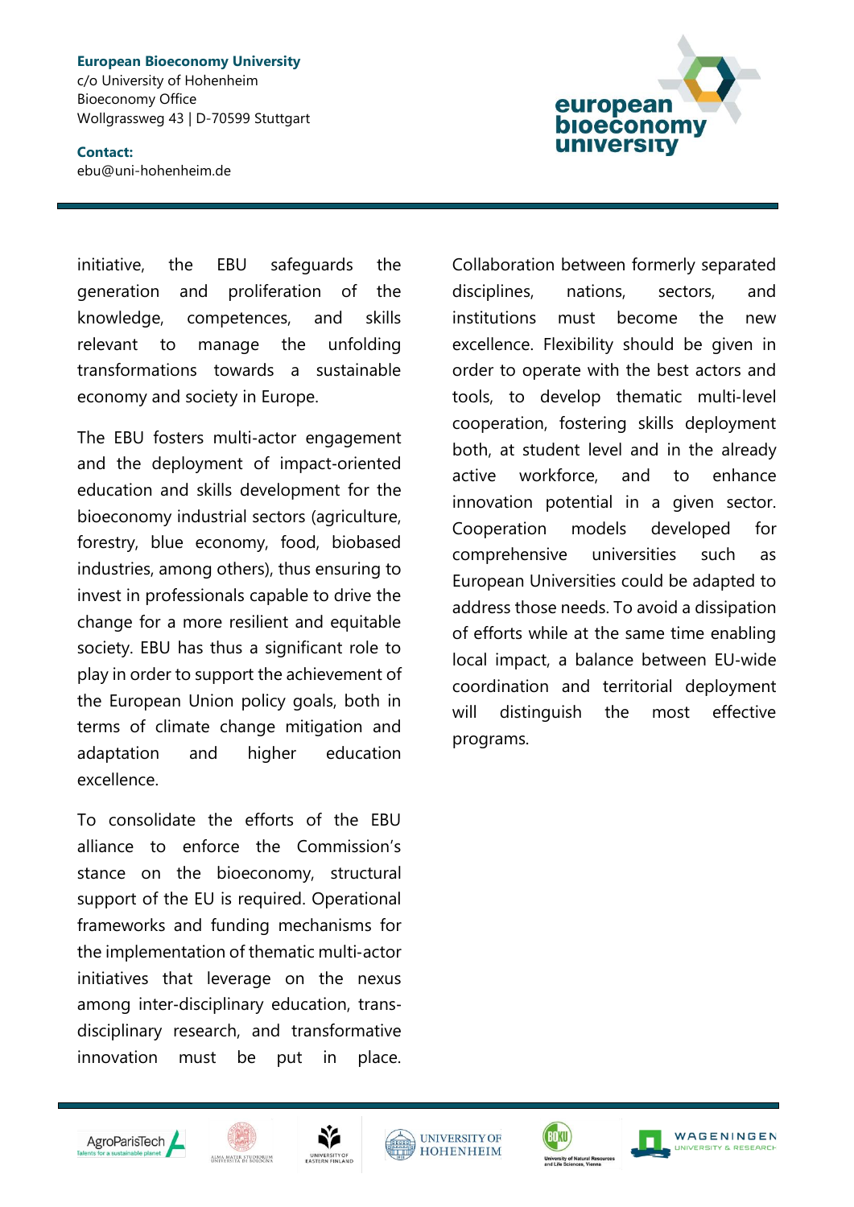initiative, the EBU safeguards the generation and proliferation of the knowledge, competences, and skills relevant to manage the unfolding transformations towards a sustainable economy and society in Europe.

The EBU fosters multi-actor engagement and the deployment of impact-oriented education and skills development for the bioeconomy industrial sectors (agriculture, forestry, blue economy, food, biobased industries, among others), thus ensuring to invest in professionals capable to drive the change for a more resilient and equitable society. EBU has thus a significant role to play in order to support the achievement of the European Union policy goals, both in terms of climate change mitigation and adaptation and higher education excellence.

To consolidate the efforts of the EBU alliance to enforce the Commission's stance on the bioeconomy, structural support of the EU is required. Operational frameworks and funding mechanisms for the implementation of thematic multi-actor initiatives that leverage on the nexus among inter-disciplinary education, trans-disciplinary research, and transformative innovation must be put in place. Collaboration between formerly separated disciplines, nations, sectors, and institutions must become the new excellence. Flexibility should be given in order to operate with the best actors and tools, to develop thematic multi-level cooperation, fostering skills deployment both, at student level and in the already active workforce, and to enhance innovation potential in a given sector. Cooperation models developed for comprehensive universities such as European Universities could be adapted to address those needs. To avoid a dissipation of efforts while at the same time enabling local impact, a balance between EU-wide coordination and territorial deployment will distinguish the most effective programs.